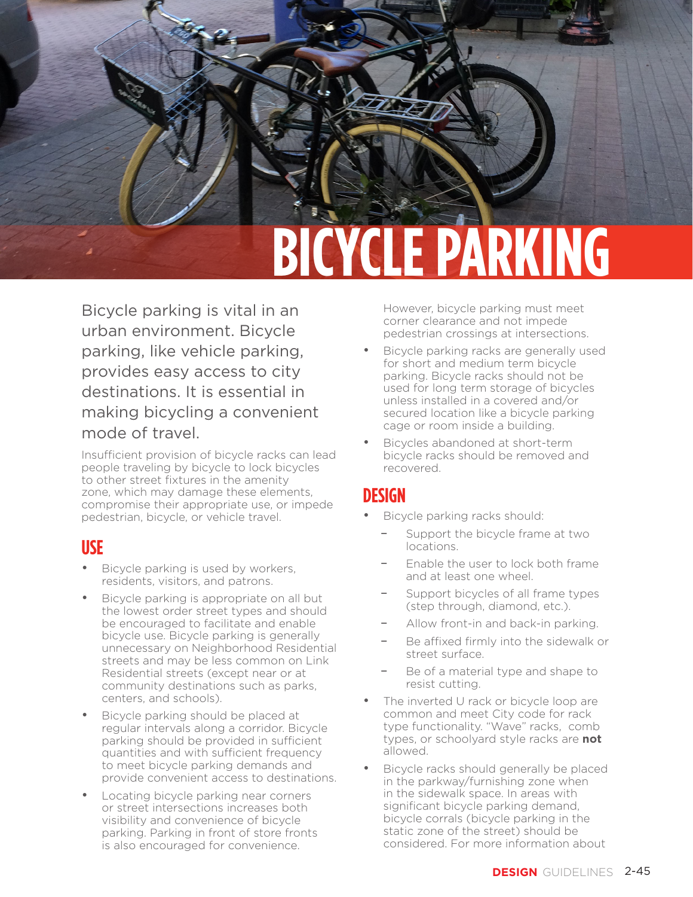# BICYCLE PARKING

Bicycle parking is vital in an urban environment. Bicycle parking, like vehicle parking, provides easy access to city destinations. It is essential in making bicycling a convenient mode of travel.

Insufficient provision of bicycle racks can lead people traveling by bicycle to lock bicycles to other street fixtures in the amenity zone, which may damage these elements, compromise their appropriate use, or impede pedestrian, bicycle, or vehicle travel.

## USE

- Bicycle parking is used by workers, residents, visitors, and patrons.
- Bicycle parking is appropriate on all but the lowest order street types and should be encouraged to facilitate and enable bicycle use. Bicycle parking is generally unnecessary on Neighborhood Residential streets and may be less common on Link Residential streets (except near or at community destinations such as parks, centers, and schools).
- Bicycle parking should be placed at regular intervals along a corridor. Bicycle parking should be provided in sufficient quantities and with sufficient frequency to meet bicycle parking demands and provide convenient access to destinations.
- Locating bicycle parking near corners or street intersections increases both visibility and convenience of bicycle parking. Parking in front of store fronts is also encouraged for convenience. However, bicycle parking must meet corner clearance and not impede pedestrian crossings at intersections.
- Bicycle parking racks are generally used for short and medium term bicycle parking. Bicycle racks should not be used for long term storage of bicycles unless installed in a covered and/or secured location like a bicycle parking cage or room inside a building.
- Bicycles abandoned at short-term bicycle racks should be removed and recovered.

## DESIGN

- Bicycle parking racks should:
  - Support the bicycle frame at two locations.
  - Enable the user to lock both frame and at least one wheel.
  - Support bicycles of all frame types (step through, diamond, etc.).
  - Allow front-in and back-in parking.
  - Be affixed firmly into the sidewalk or street surface.
  - Be of a material type and shape to resist cutting.
- The inverted U rack or bicycle loop are common and meet City code for rack type functionality. "Wave" racks, comb types, or schoolyard style racks are **not** allowed.
- Bicycle racks should generally be placed in the parkway/furnishing zone when in the sidewalk space. In areas with significant bicycle parking demand, bicycle corrals (bicycle parking in the static zone of the street) should be considered. For more information about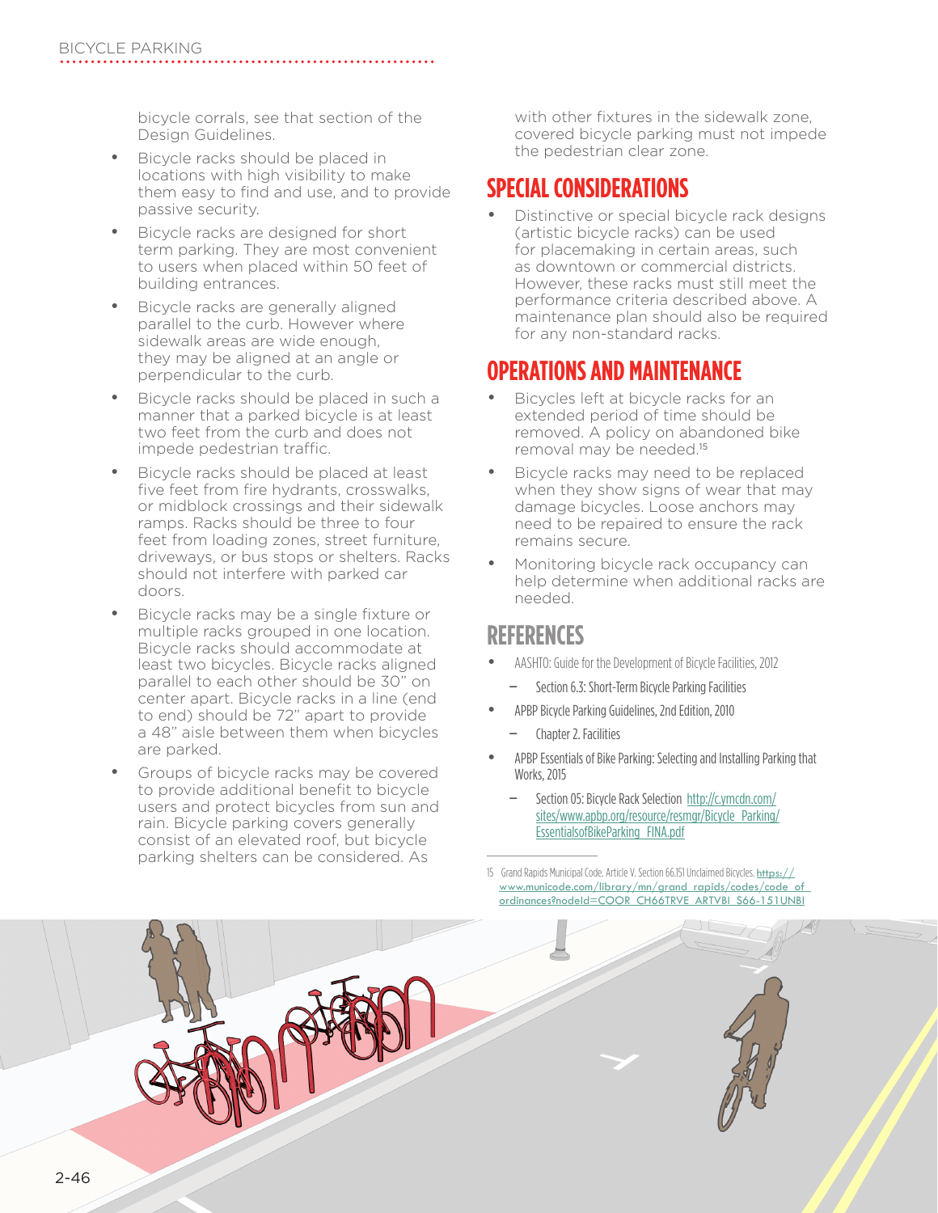bicycle corrals, see that section of the Design Guidelines.

- Bicycle racks should be placed in locations with high visibility to make them easy to find and use, and to provide passive security.
- Bicycle racks are designed for short term parking. They are most convenient to users when placed within 50 feet of building entrances.
- Bicycle racks are generally aligned parallel to the curb. However where sidewalk areas are wide enough, they may be aligned at an angle or perpendicular to the curb.
- Bicycle racks should be placed in such a manner that a parked bicycle is at least two feet from the curb and does not impede pedestrian traffic.
- Bicycle racks should be placed at least five feet from fire hydrants, crosswalks, or midblock crossings and their sidewalk ramps. Racks should be three to four feet from loading zones, street furniture, driveways, or bus stops or shelters. Racks should not interfere with parked car doors.
- Bicycle racks may be a single fixture or multiple racks grouped in one location. Bicycle racks should accommodate at least two bicycles. Bicycle racks aligned parallel to each other should be 30" on center apart. Bicycle racks in a line (end to end) should be 72" apart to provide a 48" aisle between them when bicycles are parked.
- Groups of bicycle racks may be covered to provide additional benefit to bicycle users and protect bicycles from sun and rain. Bicycle parking covers generally consist of an elevated roof, but bicycle parking shelters can be considered. As with other fixtures in the sidewalk zone, covered bicycle parking must not impede the pedestrian clear zone.

## SPECIAL CONSIDERATIONS

- Distinctive or special bicycle rack designs (artistic bicycle racks) can be used for placemaking in certain areas, such as downtown or commercial districts. However, these racks must still meet the performance criteria described above. A maintenance plan should also be required for any non-standard racks.

## OPERATIONS AND MAINTENANCE

- Bicycles left at bicycle racks for an extended period of time should be removed. A policy on abandoned bike removal may be needed.[15]
- Bicycle racks may need to be replaced when they show signs of wear that may damage bicycles. Loose anchors may need to be repaired to ensure the rack remains secure.
- Monitoring bicycle rack occupancy can help determine when additional racks are needed.

## REFERENCES

- AASHTO: Guide for the Development of Bicycle Facilities, 2012
  - Section 6.3: Short-Term Bicycle Parking Facilities
- APBP Bicycle Parking Guidelines, 2nd Edition, 2010
  - Chapter 2. Facilities
- APBP Essentials of Bike Parking: Selecting and Installing Parking that Works, 2015
  - Section 05: Bicycle Rack Selection http://c.ymcdn.com/sites/www.apbp.org/resource/resmgr/Bicycle_Parking/EssentialsofBikeParking_FINA.pdf

15 Grand Rapids Municipal Code. Article V. Section 66.151 Unclaimed Bicycles. https://www.municode.com/library/mn/grand_rapids/codes/code_of_ordinances?nodeId=COOR_CH66TRVE_ARTVBI_S66-151UNBI